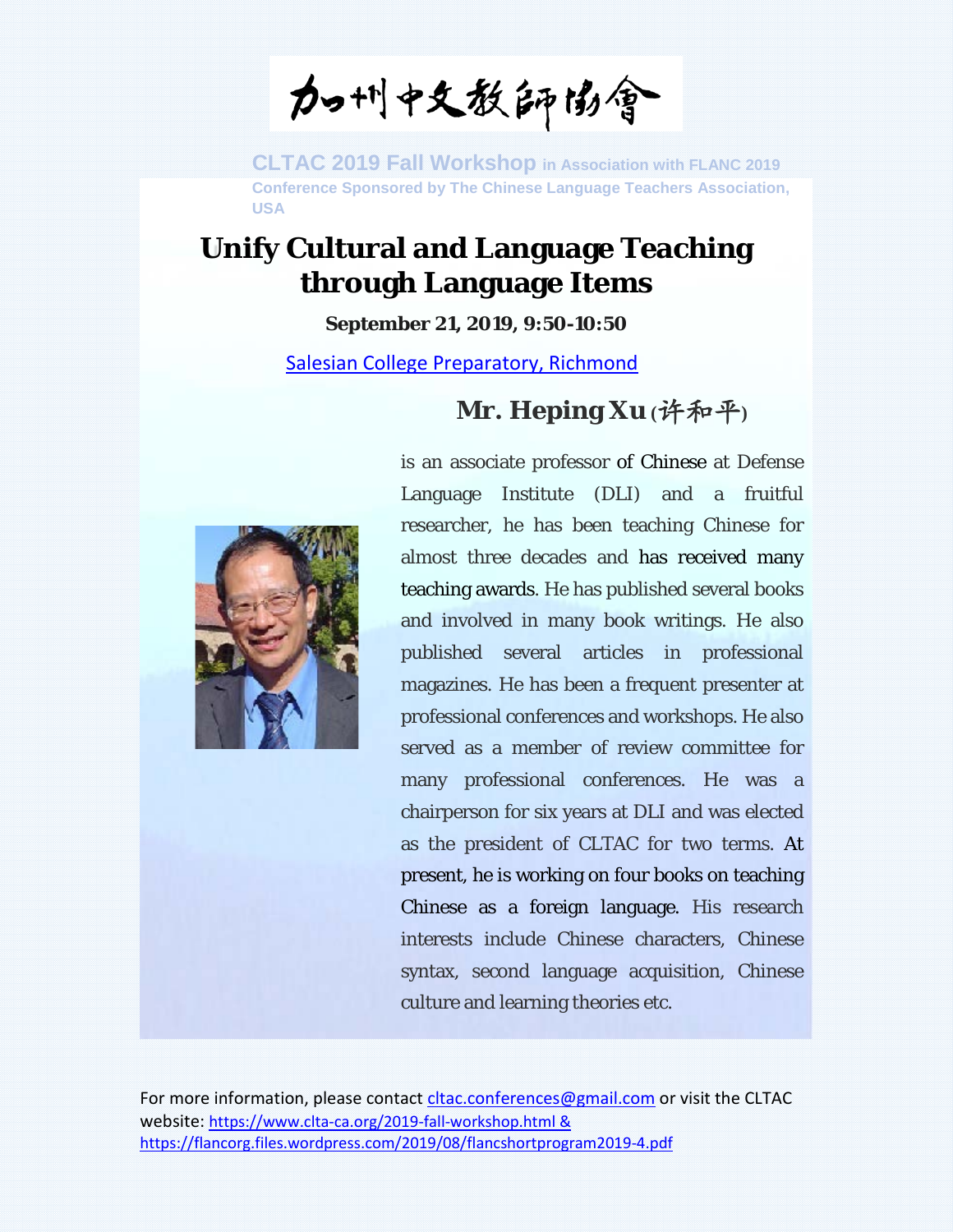加州中文教師協會

**CLTAC 2019 Fall Workshop** in Association with FLANC 2019 Conference Sponsored by The Chinese Language Teachers Association, USA

# Unify Cultural and Language Teaching through Language Items

**September 21, 2019, 9:50-10:50**

[Salesian College Preparatory, Richmond](Salesian College Preparatory, Richmond)

## Mr. Heping Xu (许和平)

is an associate professor of Chinese at Defense Language Institute (DLI) and a fruitful researcher, he has been teaching Chinese for almost three decades and has received many teaching awards. He has published several books and involved in many book writings. He also published several articles in professional magazines. He has been a frequent presenter at professional conferences and workshops. He also served as a member of review committee for many professional conferences. He was a chairperson for six years at DLI and was elected as the president of CLTAC for two terms. At present, he is working on four books on teaching Chinese as a foreign language. His research interests include Chinese characters, Chinese syntax, second language acquisition, Chinese culture and learning theories etc.

For more information, please contact cltac.conferences@gmail.com or visit the CLTAC website: https://www.clta-ca.org/2019-fall-workshop.html & https://flancorg.files.wordpress.com/2019/08/flancshortprogram2019-4.pdf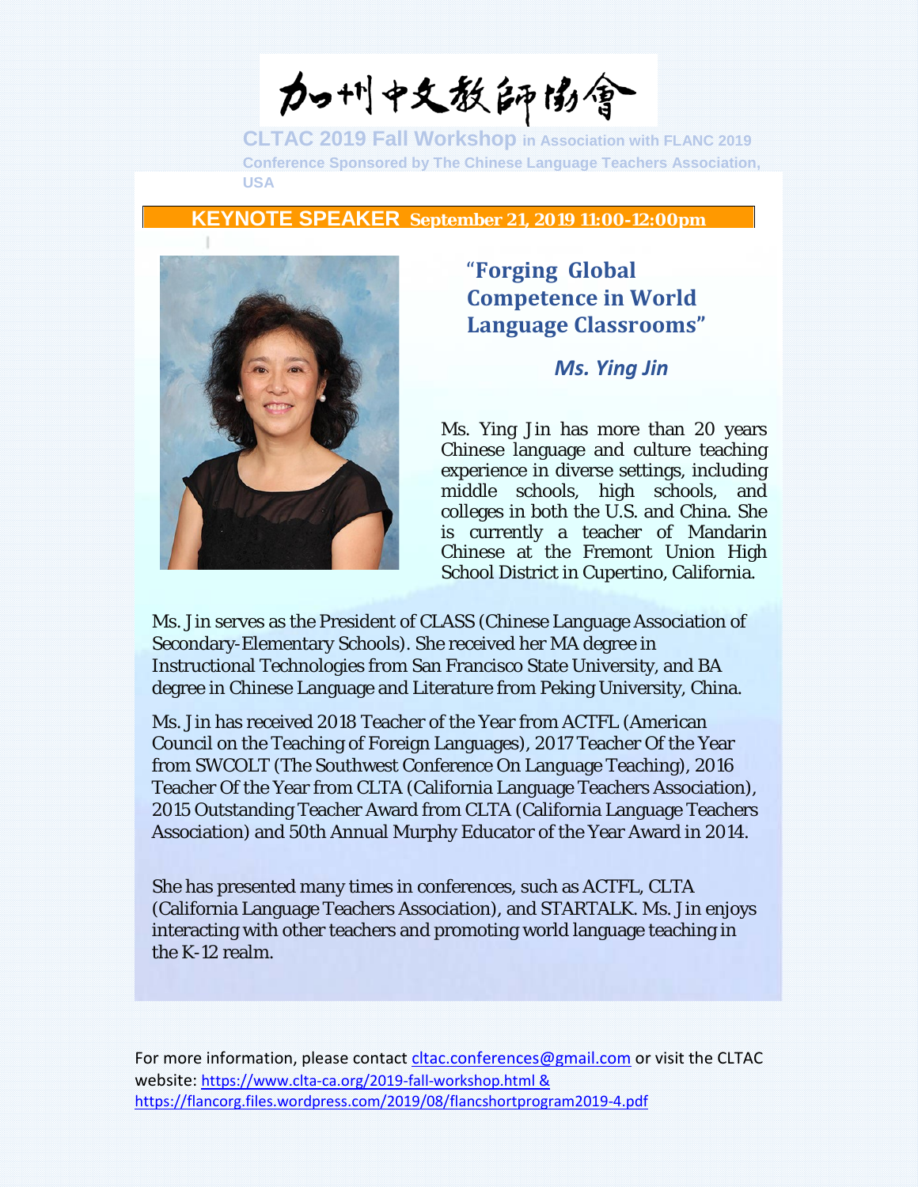# 加州中文教師協會

**CLTAC 2019 Fall Workshop** in Association with FLANC 2019 Conference Sponsored by The Chinese Language Teachers Association, USA

## KEYNOTE SPEAKER September 21, 2019 11:00-12:00pm

### "Forging Global Competence in World Language Classrooms"

***Ms. Ying Jin***

Ms. Ying Jin has more than 20 years Chinese language and culture teaching experience in diverse settings, including middle schools, high schools, and colleges in both the U.S. and China. She is currently a teacher of Mandarin Chinese at the Fremont Union High School District in Cupertino, California.

Ms. Jin serves as the President of CLASS (Chinese Language Association of Secondary-Elementary Schools). She received her MA degree in Instructional Technologies from San Francisco State University, and BA degree in Chinese Language and Literature from Peking University, China.

Ms. Jin has received 2018 Teacher of the Year from ACTFL (American Council on the Teaching of Foreign Languages), 2017 Teacher Of the Year from SWCOLT (The Southwest Conference On Language Teaching), 2016 Teacher Of the Year from CLTA (California Language Teachers Association), 2015 Outstanding Teacher Award from CLTA (California Language Teachers Association) and 50th Annual Murphy Educator of the Year Award in 2014.

She has presented many times in conferences, such as ACTFL, CLTA (California Language Teachers Association), and STARTALK. Ms. Jin enjoys interacting with other teachers and promoting world language teaching in the K-12 realm.

For more information, please contact cltac.conferences@gmail.com or visit the CLTAC website: https://www.clta-ca.org/2019-fall-workshop.html & https://flancorg.files.wordpress.com/2019/08/flancshortprogram2019-4.pdf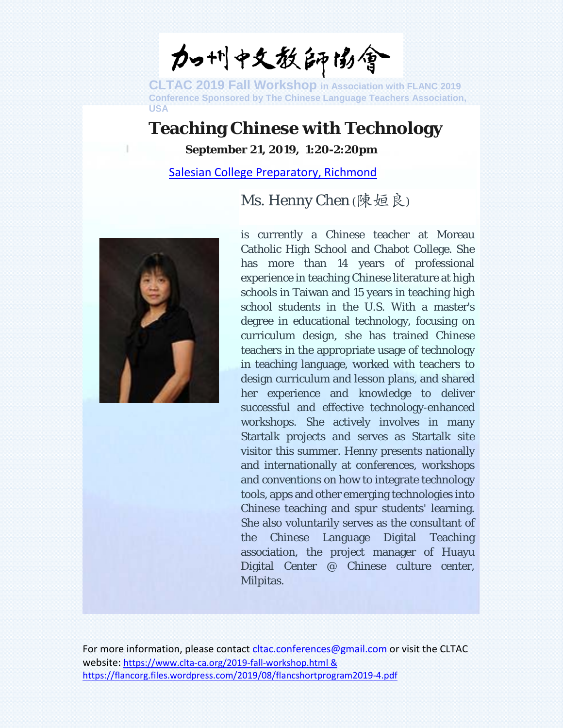加州中文教師協會

**CLTAC 2019 Fall Workshop** in Association with FLANC 2019 Conference Sponsored by The Chinese Language Teachers Association, USA

# Teaching Chinese with Technology

**September 21, 2019, 1:20-2:20pm**

Salesian College Preparatory, Richmond

## Ms. Henny Chen (陳姮良)

is currently a Chinese teacher at Moreau Catholic High School and Chabot College. She has more than 14 years of professional experience in teaching Chinese literature at high schools in Taiwan and 15 years in teaching high school students in the U.S. With a master's degree in educational technology, focusing on curriculum design, she has trained Chinese teachers in the appropriate usage of technology in teaching language, worked with teachers to design curriculum and lesson plans, and shared her experience and knowledge to deliver successful and effective technology-enhanced workshops. She actively involves in many Startalk projects and serves as Startalk site visitor this summer. Henny presents nationally and internationally at conferences, workshops and conventions on how to integrate technology tools, apps and other emerging technologies into Chinese teaching and spur students' learning. She also voluntarily serves as the consultant of the Chinese Language Digital Teaching association, the project manager of Huayu Digital Center @ Chinese culture center, Milpitas.

For more information, please contact cltac.conferences@gmail.com or visit the CLTAC website: https://www.clta-ca.org/2019-fall-workshop.html & https://flancorg.files.wordpress.com/2019/08/flancshortprogram2019-4.pdf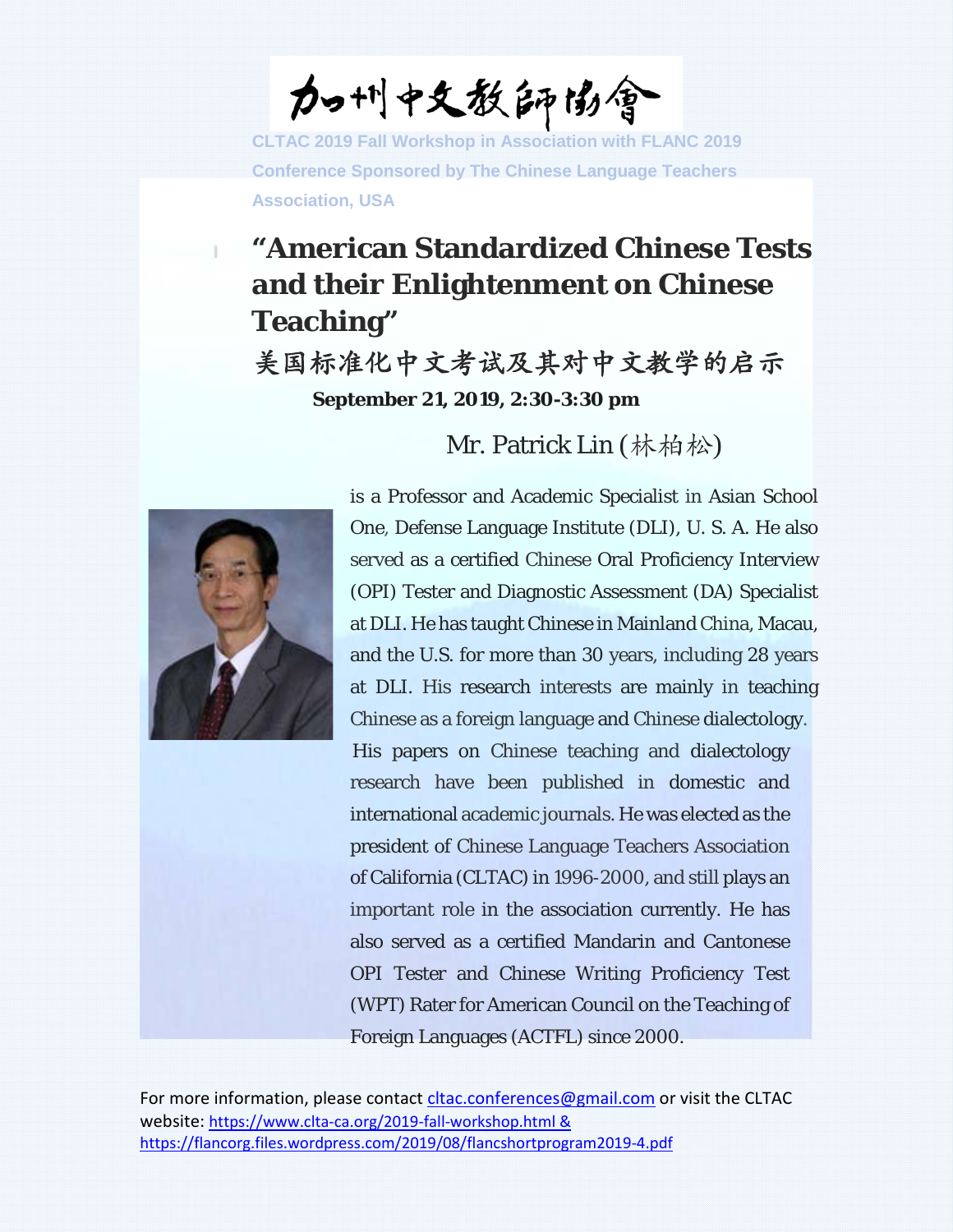加州中文教師協會

CLTAC 2019 Fall Workshop in Association with FLANC 2019 Conference Sponsored by The Chinese Language Teachers Association, USA

# "American Standardized Chinese Tests and their Enlightenment on Chinese Teaching"

## 美国标准化中文考试及其对中文教学的启示

**September 21, 2019, 2:30-3:30 pm**

### Mr. Patrick Lin (林柏松)

is a Professor and Academic Specialist in Asian School One, Defense Language Institute (DLI), U. S. A. He also served as a certified Chinese Oral Proficiency Interview (OPI) Tester and Diagnostic Assessment (DA) Specialist at DLI. He has taught Chinese in Mainland China, Macau, and the U.S. for more than 30 years, including 28 years at DLI. His research interests are mainly in teaching Chinese as a foreign language and Chinese dialectology. His papers on Chinese teaching and dialectology research have been published in domestic and international academic journals. He was elected as the president of Chinese Language Teachers Association of California (CLTAC) in 1996-2000, and still plays an important role in the association currently. He has also served as a certified Mandarin and Cantonese OPI Tester and Chinese Writing Proficiency Test (WPT) Rater for American Council on the Teaching of Foreign Languages (ACTFL) since 2000.

For more information, please contact cltac.conferences@gmail.com or visit the CLTAC website: https://www.clta-ca.org/2019-fall-workshop.html & https://flancorg.files.wordpress.com/2019/08/flancshortprogram2019-4.pdf